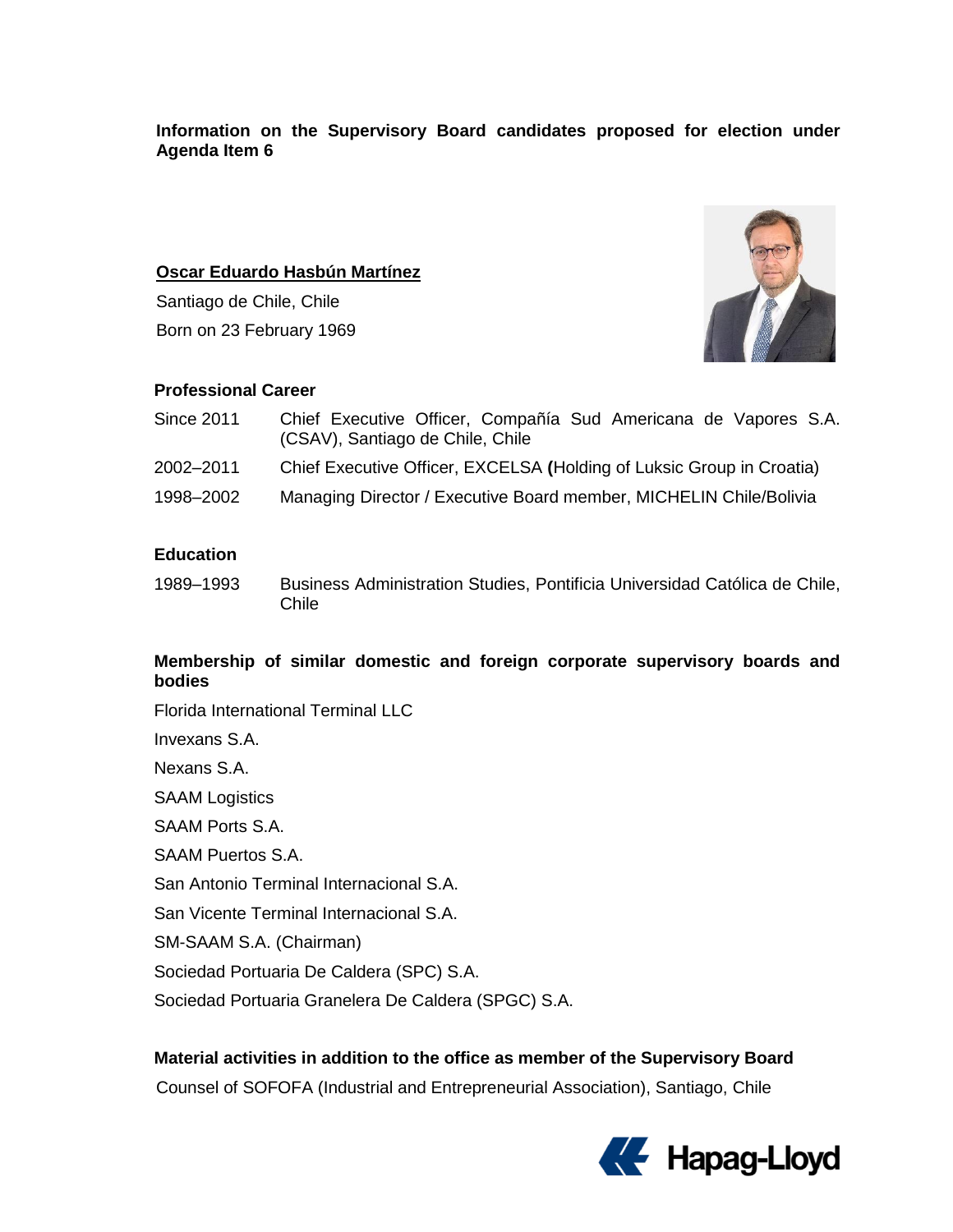**Information on the Supervisory Board candidates proposed for election under Agenda Item 6**

**Oscar Eduardo Hasbún Martínez**

Santiago de Chile, Chile

Born on 23 February 1969

### Professional Career

| | |
|---|---|
| Since 2011 | Chief Executive Officer, Compañía Sud Americana de Vapores S.A. (CSAV), Santiago de Chile, Chile |
| 2002–2011 | Chief Executive Officer, EXCELSA **(**Holding of Luksic Group in Croatia) |
| 1998–2002 | Managing Director / Executive Board member, MICHELIN Chile/Bolivia |

### Education

| | |
|---|---|
| 1989–1993 | Business Administration Studies, Pontificia Universidad Católica de Chile, Chile |

### Membership of similar domestic and foreign corporate supervisory boards and bodies

Florida International Terminal LLC

Invexans S.A.

Nexans S.A.

SAAM Logistics

SAAM Ports S.A.

SAAM Puertos S.A.

San Antonio Terminal Internacional S.A.

San Vicente Terminal Internacional S.A.

SM-SAAM S.A. (Chairman)

Sociedad Portuaria De Caldera (SPC) S.A.

Sociedad Portuaria Granelera De Caldera (SPGC) S.A.

### Material activities in addition to the office as member of the Supervisory Board

Counsel of SOFOFA (Industrial and Entrepreneurial Association), Santiago, Chile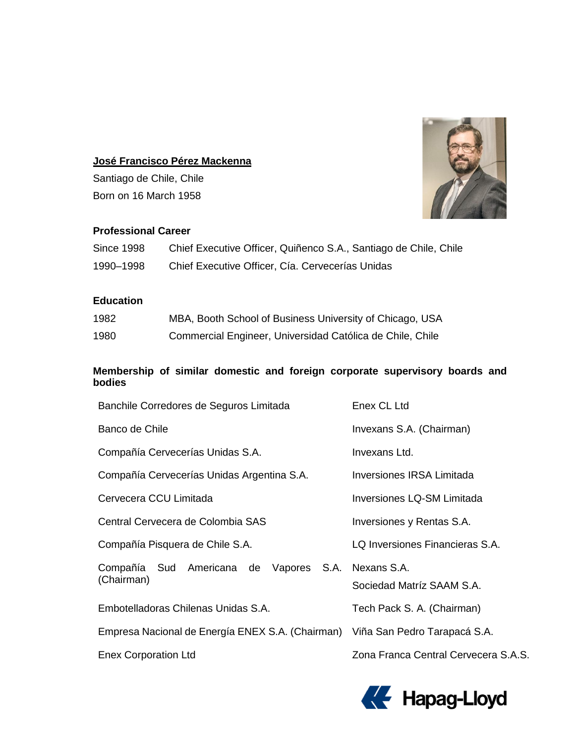**José Francisco Pérez Mackenna**

Santiago de Chile, Chile

Born on 16 March 1958

**Professional Career**

| | |
|---|---|
| Since 1998 | Chief Executive Officer, Quiñenco S.A., Santiago de Chile, Chile |
| 1990–1998 | Chief Executive Officer, Cía. Cervecerías Unidas |

**Education**

| | |
|---|---|
| 1982 | MBA, Booth School of Business University of Chicago, USA |
| 1980 | Commercial Engineer, Universidad Católica de Chile, Chile |

**Membership of similar domestic and foreign corporate supervisory boards and bodies**

- Banchile Corredores de Seguros Limitada
- Banco de Chile
- Compañía Cervecerías Unidas S.A.
- Compañía Cervecerías Unidas Argentina S.A.
- Cervecera CCU Limitada
- Central Cervecera de Colombia SAS
- Compañía Pisquera de Chile S.A.
- Compañía Sud Americana de Vapores S.A. (Chairman)
- Embotelladoras Chilenas Unidas S.A.
- Empresa Nacional de Energía ENEX S.A. (Chairman)
- Enex Corporation Ltd
- Enex CL Ltd
- Invexans S.A. (Chairman)
- Invexans Ltd.
- Inversiones IRSA Limitada
- Inversiones LQ-SM Limitada
- Inversiones y Rentas S.A.
- LQ Inversiones Financieras S.A.
- Nexans S.A.
- Sociedad Matríz SAAM S.A.
- Tech Pack S. A. (Chairman)
- Viña San Pedro Tarapacá S.A.
- Zona Franca Central Cervecera S.A.S.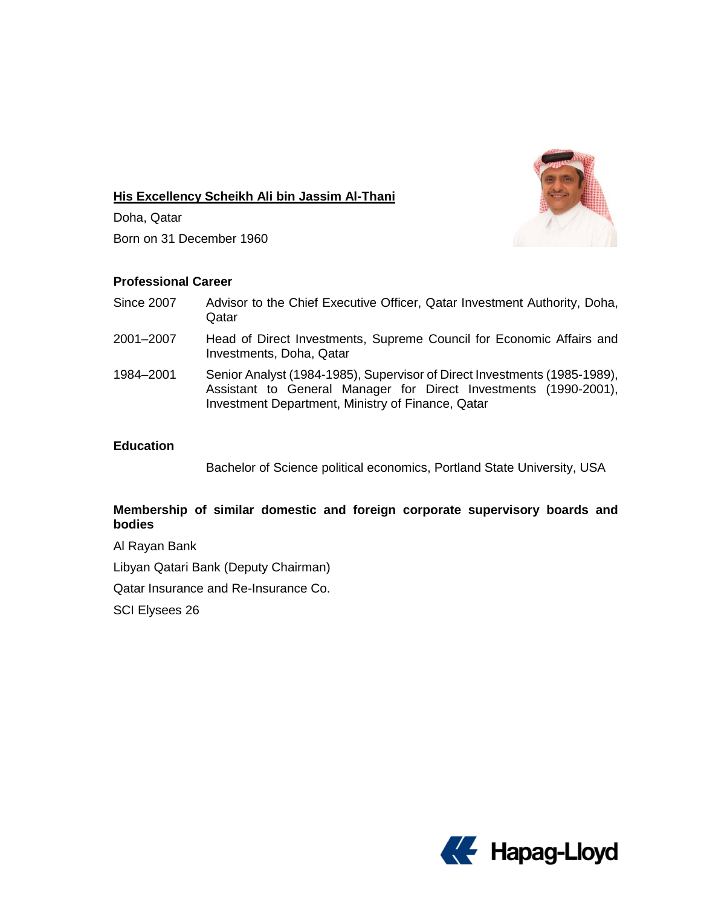**His Excellency Scheikh Ali bin Jassim Al-Thani**

Doha, Qatar

Born on 31 December 1960

**Professional Career**

| | |
|---|---|
| Since 2007 | Advisor to the Chief Executive Officer, Qatar Investment Authority, Doha, Qatar |
| 2001–2007 | Head of Direct Investments, Supreme Council for Economic Affairs and Investments, Doha, Qatar |
| 1984–2001 | Senior Analyst (1984-1985), Supervisor of Direct Investments (1985-1989), Assistant to General Manager for Direct Investments (1990-2001), Investment Department, Ministry of Finance, Qatar |

**Education**

Bachelor of Science political economics, Portland State University, USA

**Membership of similar domestic and foreign corporate supervisory boards and bodies**

Al Rayan Bank

Libyan Qatari Bank (Deputy Chairman)

Qatar Insurance and Re-Insurance Co.

SCI Elysees 26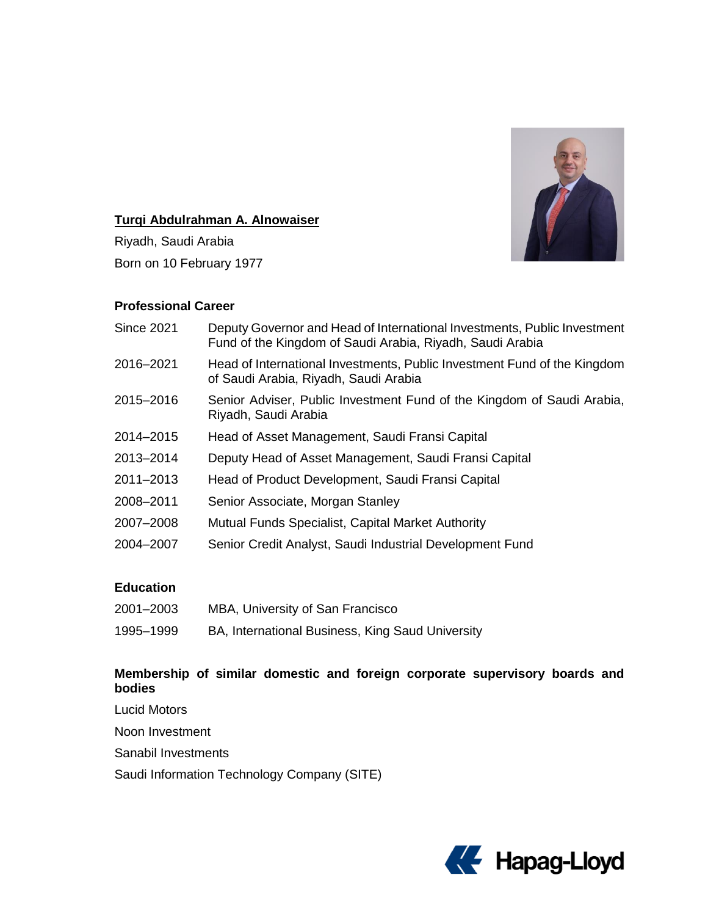**Turqi Abdulrahman A. Alnowaiser**

Riyadh, Saudi Arabia

Born on 10 February 1977

## Professional Career

| | |
|---|---|
| Since 2021 | Deputy Governor and Head of International Investments, Public Investment Fund of the Kingdom of Saudi Arabia, Riyadh, Saudi Arabia |
| 2016–2021 | Head of International Investments, Public Investment Fund of the Kingdom of Saudi Arabia, Riyadh, Saudi Arabia |
| 2015–2016 | Senior Adviser, Public Investment Fund of the Kingdom of Saudi Arabia, Riyadh, Saudi Arabia |
| 2014–2015 | Head of Asset Management, Saudi Fransi Capital |
| 2013–2014 | Deputy Head of Asset Management, Saudi Fransi Capital |
| 2011–2013 | Head of Product Development, Saudi Fransi Capital |
| 2008–2011 | Senior Associate, Morgan Stanley |
| 2007–2008 | Mutual Funds Specialist, Capital Market Authority |
| 2004–2007 | Senior Credit Analyst, Saudi Industrial Development Fund |

## Education

| | |
|---|---|
| 2001–2003 | MBA, University of San Francisco |
| 1995–1999 | BA, International Business, King Saud University |

## Membership of similar domestic and foreign corporate supervisory boards and bodies

Lucid Motors

Noon Investment

Sanabil Investments

Saudi Information Technology Company (SITE)